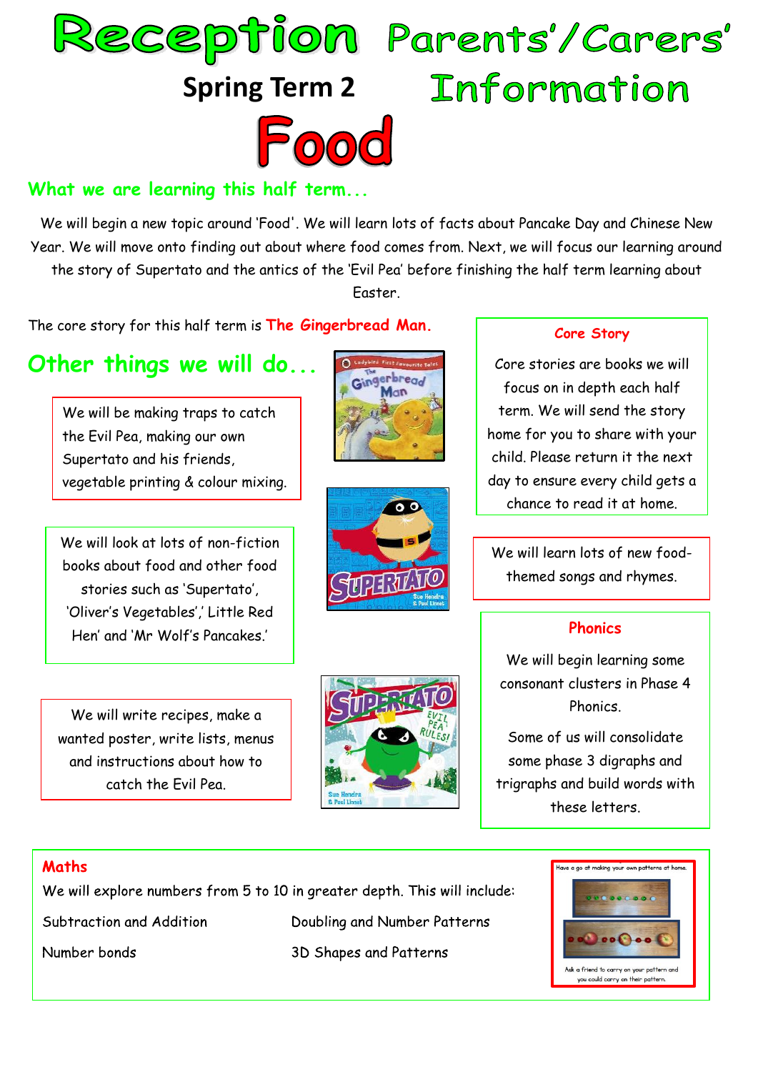# Reception Parents'/Carers' Information

## Spring Term 2

# Food

## What we are learning this half term...

We will begin a new topic around 'Food'. We will learn lots of facts about Pancake Day and Chinese New Year. We will move onto finding out about where food comes from. Next, we will focus our learning around the story of Supertato and the antics of the 'Evil Pea' before finishing the half term learning about Easter.

The core story for this half term is **The Gingerbread Man.**

## Other things we will do...

We will be making traps to catch the Evil Pea, making our own Supertato and his friends, vegetable printing & colour mixing.

We will look at lots of non-fiction books about food and other food stories such as 'Supertato', 'Oliver's Vegetables',' Little Red Hen' and 'Mr Wolf's Pancakes.'

We will write recipes, make a wanted poster, write lists, menus and instructions about how to catch the Evil Pea.

### Core Story

Core stories are books we will focus on in depth each half term. We will send the story home for you to share with your child. Please return it the next day to ensure every child gets a chance to read it at home.

We will learn lots of new food-themed songs and rhymes.

### Phonics

We will begin learning some consonant clusters in Phase 4 Phonics.

Some of us will consolidate some phase 3 digraphs and trigraphs and build words with these letters.

### Maths

We will explore numbers from 5 to 10 in greater depth. This will include:

| | |
|---|---|
| Subtraction and Addition | Doubling and Number Patterns |
| Number bonds | 3D Shapes and Patterns |

Have a go at making your own patterns at home.

Ask a friend to carry on your pattern and you could carry on their pattern.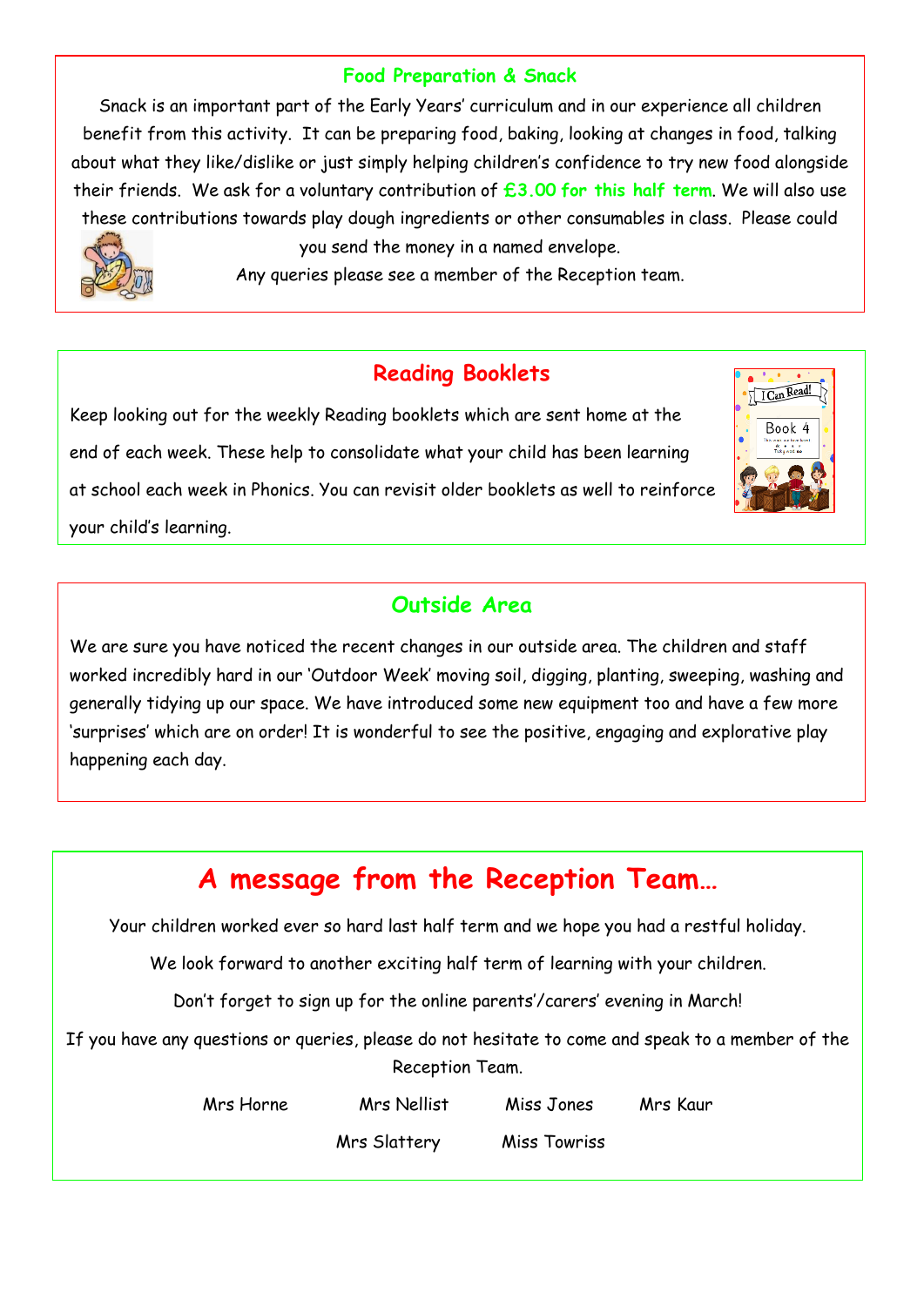## Food Preparation & Snack

Snack is an important part of the Early Years' curriculum and in our experience all children benefit from this activity. It can be preparing food, baking, looking at changes in food, talking about what they like/dislike or just simply helping children's confidence to try new food alongside their friends. We ask for a voluntary contribution of **£3.00 for this half term**. We will also use these contributions towards play dough ingredients or other consumables in class. Please could you send the money in a named envelope.

Any queries please see a member of the Reception team.

## Reading Booklets

Keep looking out for the weekly Reading booklets which are sent home at the end of each week. These help to consolidate what your child has been learning at school each week in Phonics. You can revisit older booklets as well to reinforce your child's learning.

## Outside Area

We are sure you have noticed the recent changes in our outside area. The children and staff worked incredibly hard in our 'Outdoor Week' moving soil, digging, planting, sweeping, washing and generally tidying up our space. We have introduced some new equipment too and have a few more 'surprises' which are on order! It is wonderful to see the positive, engaging and explorative play happening each day.

# A message from the Reception Team…

Your children worked ever so hard last half term and we hope you had a restful holiday.

We look forward to another exciting half term of learning with your children.

Don't forget to sign up for the online parents'/carers' evening in March!

If you have any questions or queries, please do not hesitate to come and speak to a member of the Reception Team.

Mrs Horne    Mrs Nellist    Miss Jones    Mrs Kaur

Mrs Slattery    Miss Towriss